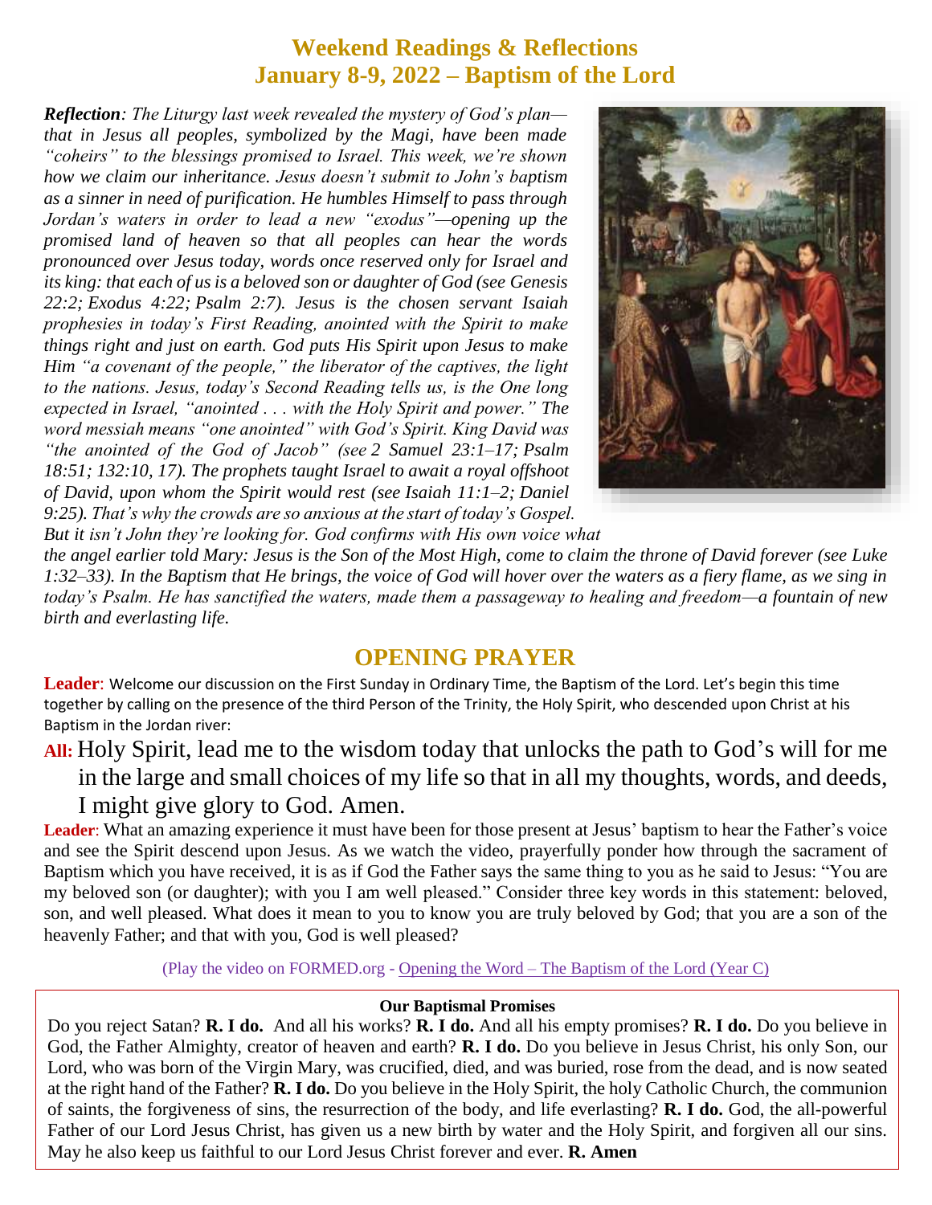# Weekend Readings & Reflections
# January 8-9, 2022 – Baptism of the Lord

***Reflection**: The Liturgy last week revealed the mystery of God's plan—that in Jesus all peoples, symbolized by the Magi, have been made "coheirs" to the blessings promised to Israel. This week, we're shown how we claim our inheritance. Jesus doesn't submit to John's baptism as a sinner in need of purification. He humbles Himself to pass through Jordan's waters in order to lead a new "exodus"—opening up the promised land of heaven so that all peoples can hear the words pronounced over Jesus today, words once reserved only for Israel and its king: that each of us is a beloved son or daughter of God (see Genesis 22:2; Exodus 4:22; Psalm 2:7). Jesus is the chosen servant Isaiah prophesies in today's First Reading, anointed with the Spirit to make things right and just on earth. God puts His Spirit upon Jesus to make Him "a covenant of the people," the liberator of the captives, the light to the nations. Jesus, today's Second Reading tells us, is the One long expected in Israel, "anointed . . . with the Holy Spirit and power." The word messiah means "one anointed" with God's Spirit. King David was "the anointed of the God of Jacob" (see 2 Samuel 23:1–17; Psalm 18:51; 132:10, 17). The prophets taught Israel to await a royal offshoot of David, upon whom the Spirit would rest (see Isaiah 11:1–2; Daniel 9:25). That's why the crowds are so anxious at the start of today's Gospel. But it isn't John they're looking for. God confirms with His own voice what the angel earlier told Mary: Jesus is the Son of the Most High, come to claim the throne of David forever (see Luke 1:32–33). In the Baptism that He brings, the voice of God will hover over the waters as a fiery flame, as we sing in today's Psalm. He has sanctified the waters, made them a passageway to healing and freedom—a fountain of new birth and everlasting life.*

## OPENING PRAYER

**Leader**: Welcome our discussion on the First Sunday in Ordinary Time, the Baptism of the Lord. Let's begin this time together by calling on the presence of the third Person of the Trinity, the Holy Spirit, who descended upon Christ at his Baptism in the Jordan river:

**All:** Holy Spirit, lead me to the wisdom today that unlocks the path to God's will for me in the large and small choices of my life so that in all my thoughts, words, and deeds, I might give glory to God. Amen.

**Leader**: What an amazing experience it must have been for those present at Jesus' baptism to hear the Father's voice and see the Spirit descend upon Jesus. As we watch the video, prayerfully ponder how through the sacrament of Baptism which you have received, it is as if God the Father says the same thing to you as he said to Jesus: "You are my beloved son (or daughter); with you I am well pleased." Consider three key words in this statement: beloved, son, and well pleased. What does it mean to you to know you are truly beloved by God; that you are a son of the heavenly Father; and that with you, God is well pleased?

(Play the video on FORMED.org - Opening the Word – The Baptism of the Lord (Year C))

**Our Baptismal Promises**

Do you reject Satan? **R. I do.** And all his works? **R. I do.** And all his empty promises? **R. I do.** Do you believe in God, the Father Almighty, creator of heaven and earth? **R. I do.** Do you believe in Jesus Christ, his only Son, our Lord, who was born of the Virgin Mary, was crucified, died, and was buried, rose from the dead, and is now seated at the right hand of the Father? **R. I do.** Do you believe in the Holy Spirit, the holy Catholic Church, the communion of saints, the forgiveness of sins, the resurrection of the body, and life everlasting? **R. I do.** God, the all-powerful Father of our Lord Jesus Christ, has given us a new birth by water and the Holy Spirit, and forgiven all our sins. May he also keep us faithful to our Lord Jesus Christ forever and ever. **R. Amen**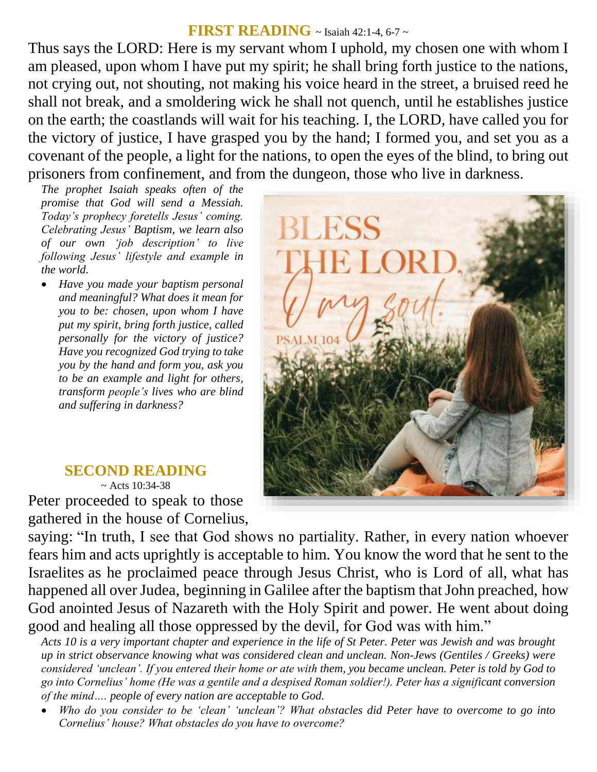## FIRST READING ~ Isaiah 42:1-4, 6-7 ~

Thus says the LORD: Here is my servant whom I uphold, my chosen one with whom I am pleased, upon whom I have put my spirit; he shall bring forth justice to the nations, not crying out, not shouting, not making his voice heard in the street, a bruised reed he shall not break, and a smoldering wick he shall not quench, until he establishes justice on the earth; the coastlands will wait for his teaching. I, the LORD, have called you for the victory of justice, I have grasped you by the hand; I formed you, and set you as a covenant of the people, a light for the nations, to open the eyes of the blind, to bring out prisoners from confinement, and from the dungeon, those who live in darkness.

*The prophet Isaiah speaks often of the promise that God will send a Messiah. Today's prophecy foretells Jesus' coming. Celebrating Jesus' Baptism, we learn also of our own 'job description' to live following Jesus' lifestyle and example in the world.*

- *Have you made your baptism personal and meaningful? What does it mean for you to be: chosen, upon whom I have put my spirit, bring forth justice, called personally for the victory of justice? Have you recognized God trying to take you by the hand and form you, ask you to be an example and light for others, transform people's lives who are blind and suffering in darkness?*

## SECOND READING ~ Acts 10:34-38

Peter proceeded to speak to those gathered in the house of Cornelius, saying: "In truth, I see that God shows no partiality. Rather, in every nation whoever fears him and acts uprightly is acceptable to him. You know the word that he sent to the Israelites as he proclaimed peace through Jesus Christ, who is Lord of all, what has happened all over Judea, beginning in Galilee after the baptism that John preached, how God anointed Jesus of Nazareth with the Holy Spirit and power. He went about doing good and healing all those oppressed by the devil, for God was with him."

*Acts 10 is a very important chapter and experience in the life of St Peter. Peter was Jewish and was brought up in strict observance knowing what was considered clean and unclean. Non-Jews (Gentiles / Greeks) were considered 'unclean'. If you entered their home or ate with them, you became unclean. Peter is told by God to go into Cornelius' home (He was a gentile and a despised Roman soldier!). Peter has a significant conversion of the mind…. people of every nation are acceptable to God.*

- *Who do you consider to be 'clean' 'unclean'? What obstacles did Peter have to overcome to go into Cornelius' house? What obstacles do you have to overcome?*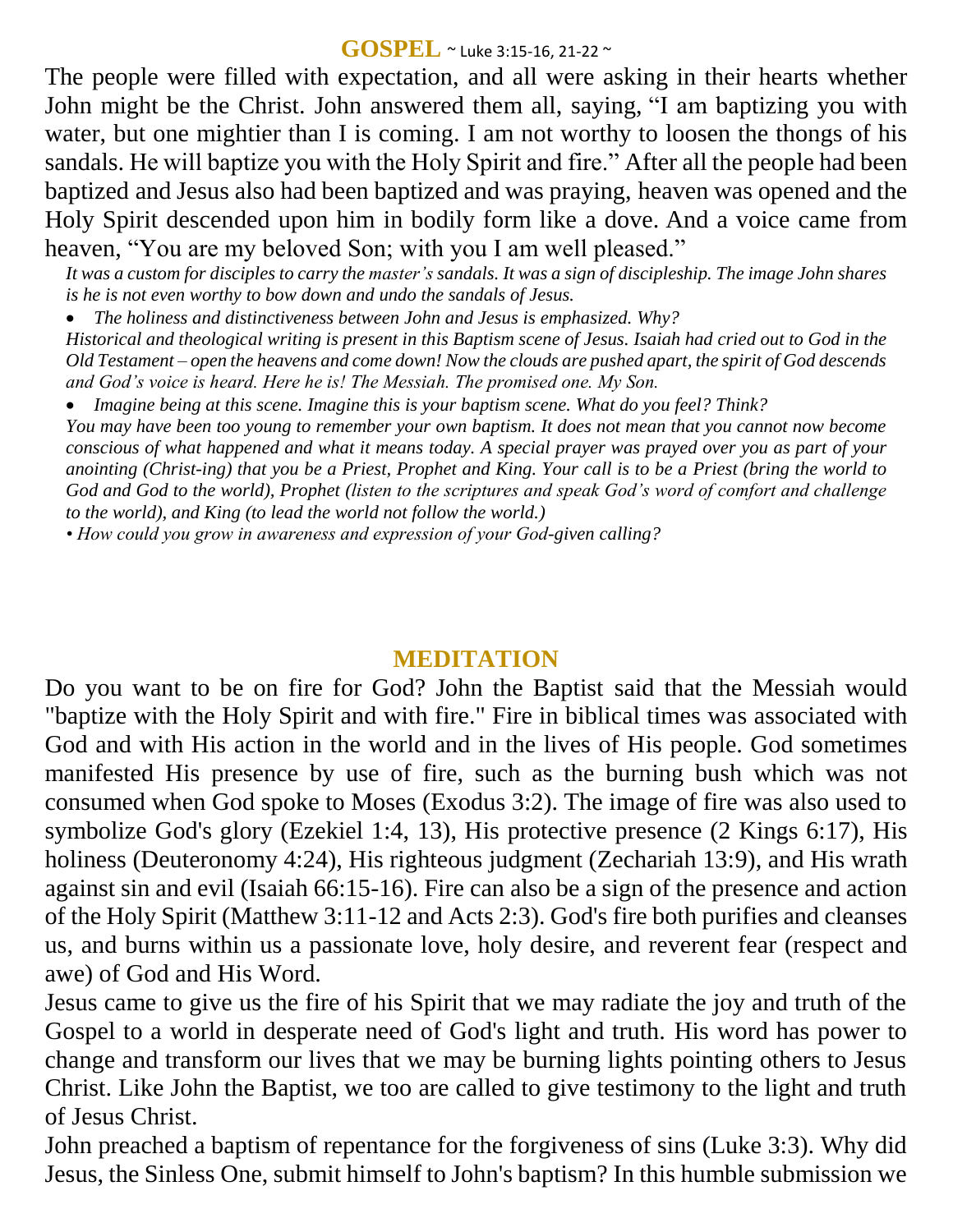## GOSPEL ~ Luke 3:15-16, 21-22 ~

The people were filled with expectation, and all were asking in their hearts whether John might be the Christ. John answered them all, saying, "I am baptizing you with water, but one mightier than I is coming. I am not worthy to loosen the thongs of his sandals. He will baptize you with the Holy Spirit and fire." After all the people had been baptized and Jesus also had been baptized and was praying, heaven was opened and the Holy Spirit descended upon him in bodily form like a dove. And a voice came from heaven, "You are my beloved Son; with you I am well pleased."

*It was a custom for disciples to carry the master's sandals. It was a sign of discipleship. The image John shares is he is not even worthy to bow down and undo the sandals of Jesus.*

- *The holiness and distinctiveness between John and Jesus is emphasized. Why?*

*Historical and theological writing is present in this Baptism scene of Jesus. Isaiah had cried out to God in the Old Testament – open the heavens and come down! Now the clouds are pushed apart, the spirit of God descends and God's voice is heard. Here he is! The Messiah. The promised one. My Son.*

- *Imagine being at this scene. Imagine this is your baptism scene. What do you feel? Think?*

*You may have been too young to remember your own baptism. It does not mean that you cannot now become conscious of what happened and what it means today. A special prayer was prayed over you as part of your anointing (Christ-ing) that you be a Priest, Prophet and King. Your call is to be a Priest (bring the world to God and God to the world), Prophet (listen to the scriptures and speak God's word of comfort and challenge to the world), and King (to lead the world not follow the world.)*

- *How could you grow in awareness and expression of your God-given calling?*

## MEDITATION

Do you want to be on fire for God? John the Baptist said that the Messiah would "baptize with the Holy Spirit and with fire." Fire in biblical times was associated with God and with His action in the world and in the lives of His people. God sometimes manifested His presence by use of fire, such as the burning bush which was not consumed when God spoke to Moses (Exodus 3:2). The image of fire was also used to symbolize God's glory (Ezekiel 1:4, 13), His protective presence (2 Kings 6:17), His holiness (Deuteronomy 4:24), His righteous judgment (Zechariah 13:9), and His wrath against sin and evil (Isaiah 66:15-16). Fire can also be a sign of the presence and action of the Holy Spirit (Matthew 3:11-12 and Acts 2:3). God's fire both purifies and cleanses us, and burns within us a passionate love, holy desire, and reverent fear (respect and awe) of God and His Word.

Jesus came to give us the fire of his Spirit that we may radiate the joy and truth of the Gospel to a world in desperate need of God's light and truth. His word has power to change and transform our lives that we may be burning lights pointing others to Jesus Christ. Like John the Baptist, we too are called to give testimony to the light and truth of Jesus Christ.

John preached a baptism of repentance for the forgiveness of sins (Luke 3:3). Why did Jesus, the Sinless One, submit himself to John's baptism? In this humble submission we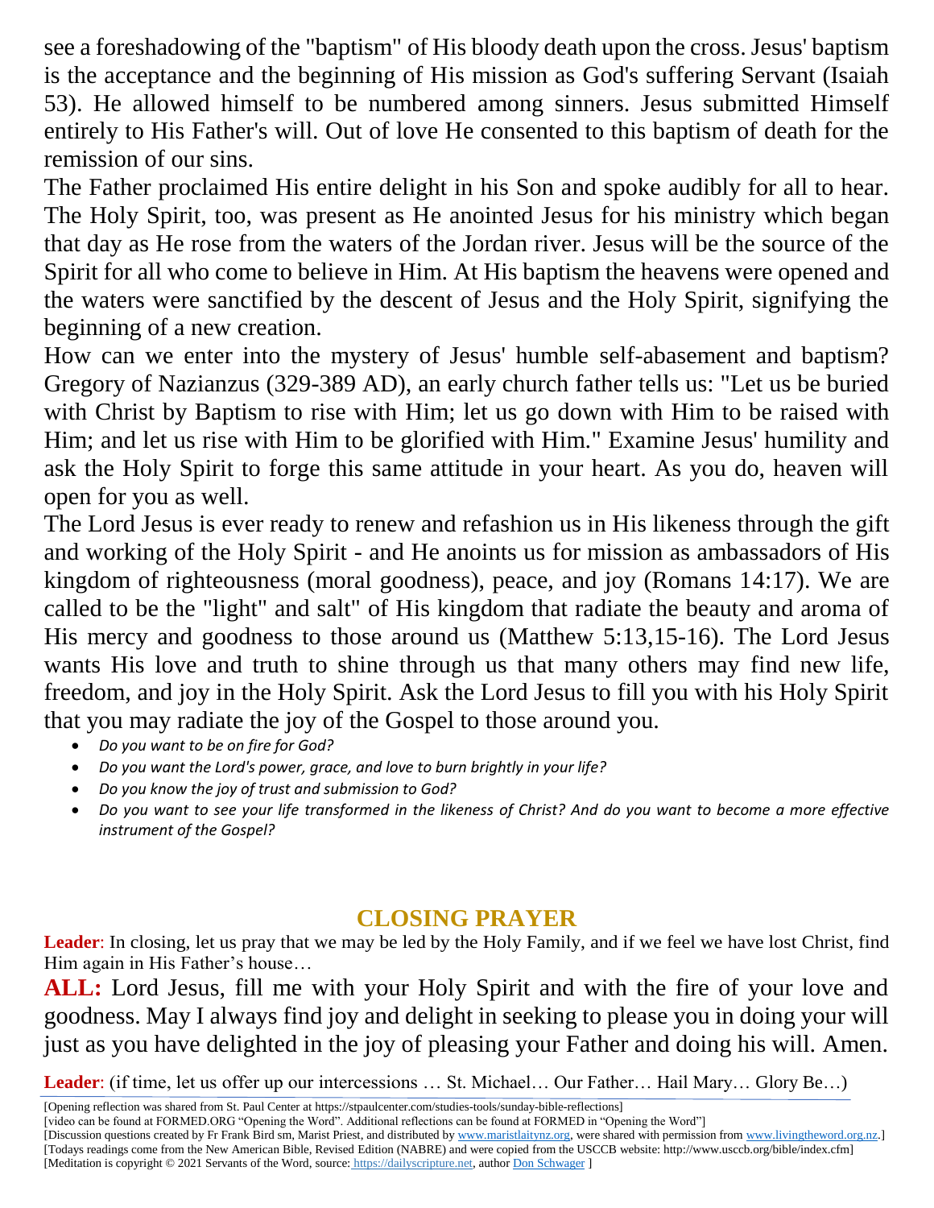see a foreshadowing of the "baptism" of His bloody death upon the cross. Jesus' baptism is the acceptance and the beginning of His mission as God's suffering Servant (Isaiah 53). He allowed himself to be numbered among sinners. Jesus submitted Himself entirely to His Father's will. Out of love He consented to this baptism of death for the remission of our sins.

The Father proclaimed His entire delight in his Son and spoke audibly for all to hear. The Holy Spirit, too, was present as He anointed Jesus for his ministry which began that day as He rose from the waters of the Jordan river. Jesus will be the source of the Spirit for all who come to believe in Him. At His baptism the heavens were opened and the waters were sanctified by the descent of Jesus and the Holy Spirit, signifying the beginning of a new creation.

How can we enter into the mystery of Jesus' humble self-abasement and baptism? Gregory of Nazianzus (329-389 AD), an early church father tells us: "Let us be buried with Christ by Baptism to rise with Him; let us go down with Him to be raised with Him; and let us rise with Him to be glorified with Him." Examine Jesus' humility and ask the Holy Spirit to forge this same attitude in your heart. As you do, heaven will open for you as well.

The Lord Jesus is ever ready to renew and refashion us in His likeness through the gift and working of the Holy Spirit - and He anoints us for mission as ambassadors of His kingdom of righteousness (moral goodness), peace, and joy (Romans 14:17). We are called to be the "light" and salt" of His kingdom that radiate the beauty and aroma of His mercy and goodness to those around us (Matthew 5:13,15-16). The Lord Jesus wants His love and truth to shine through us that many others may find new life, freedom, and joy in the Holy Spirit. Ask the Lord Jesus to fill you with his Holy Spirit that you may radiate the joy of the Gospel to those around you.

- *Do you want to be on fire for God?*
- *Do you want the Lord's power, grace, and love to burn brightly in your life?*
- *Do you know the joy of trust and submission to God?*
- *Do you want to see your life transformed in the likeness of Christ? And do you want to become a more effective instrument of the Gospel?*

## CLOSING PRAYER

**Leader**: In closing, let us pray that we may be led by the Holy Family, and if we feel we have lost Christ, find Him again in His Father's house…

**ALL:** Lord Jesus, fill me with your Holy Spirit and with the fire of your love and goodness. May I always find joy and delight in seeking to please you in doing your will just as you have delighted in the joy of pleasing your Father and doing his will. Amen.

**Leader**: (if time, let us offer up our intercessions … St. Michael… Our Father… Hail Mary… Glory Be…)

[Opening reflection was shared from St. Paul Center at https://stpaulcenter.com/studies-tools/sunday-bible-reflections]
[video can be found at FORMED.ORG "Opening the Word". Additional reflections can be found at FORMED in "Opening the Word"]
[Discussion questions created by Fr Frank Bird sm, Marist Priest, and distributed by www.maristlaitynz.org, were shared with permission from www.livingtheword.org.nz.]
[Todays readings come from the New American Bible, Revised Edition (NABRE) and were copied from the USCCB website: http://www.usccb.org/bible/index.cfm]
[Meditation is copyright © 2021 Servants of the Word, source: https://dailyscripture.net, author Don Schwager ]